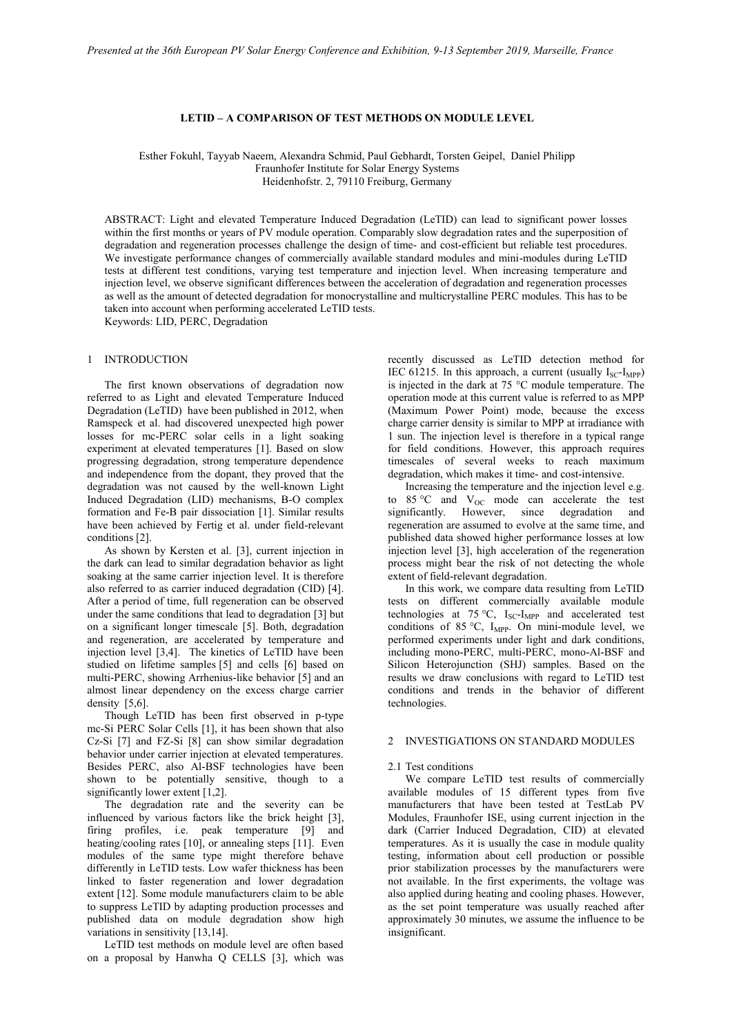# LETID – A COMPARISON OF TEST METHODS ON MODULE LEVEL

Esther Fokuhl, Tayyab Naeem, Alexandra Schmid, Paul Gebhardt, Torsten Geipel, Daniel Philipp
Fraunhofer Institute for Solar Energy Systems
Heidenhofstr. 2, 79110 Freiburg, Germany

ABSTRACT: Light and elevated Temperature Induced Degradation (LeTID) can lead to significant power losses within the first months or years of PV module operation. Comparably slow degradation rates and the superposition of degradation and regeneration processes challenge the design of time- and cost-efficient but reliable test procedures. We investigate performance changes of commercially available standard modules and mini-modules during LeTID tests at different test conditions, varying test temperature and injection level. When increasing temperature and injection level, we observe significant differences between the acceleration of degradation and regeneration processes as well as the amount of detected degradation for monocrystalline and multicrystalline PERC modules. This has to be taken into account when performing accelerated LeTID tests.
Keywords: LID, PERC, Degradation

## 1 INTRODUCTION

The first known observations of degradation now referred to as Light and elevated Temperature Induced Degradation (LeTID) have been published in 2012, when Ramspeck et al. had discovered unexpected high power losses for mc-PERC solar cells in a light soaking experiment at elevated temperatures [1]. Based on slow progressing degradation, strong temperature dependence and independence from the dopant, they proved that the degradation was not caused by the well-known Light Induced Degradation (LID) mechanisms, B-O complex formation and Fe-B pair dissociation [1]. Similar results have been achieved by Fertig et al. under field-relevant conditions [2].

As shown by Kersten et al. [3], current injection in the dark can lead to similar degradation behavior as light soaking at the same carrier injection level. It is therefore also referred to as carrier induced degradation (CID) [4]. After a period of time, full regeneration can be observed under the same conditions that lead to degradation [3] but on a significant longer timescale [5]. Both, degradation and regeneration, are accelerated by temperature and injection level [3,4]. The kinetics of LeTID have been studied on lifetime samples [5] and cells [6] based on multi-PERC, showing Arrhenius-like behavior [5] and an almost linear dependency on the excess charge carrier density [5,6].

Though LeTID has been first observed in p-type mc-Si PERC Solar Cells [1], it has been shown that also Cz-Si [7] and FZ-Si [8] can show similar degradation behavior under carrier injection at elevated temperatures. Besides PERC, also Al-BSF technologies have been shown to be potentially sensitive, though to a significantly lower extent [1,2].

The degradation rate and the severity can be influenced by various factors like the brick height [3], firing profiles, i.e. peak temperature [9] and heating/cooling rates [10], or annealing steps [11]. Even modules of the same type might therefore behave differently in LeTID tests. Low wafer thickness has been linked to faster regeneration and lower degradation extent [12]. Some module manufacturers claim to be able to suppress LeTID by adapting production processes and published data on module degradation show high variations in sensitivity [13,14].

LeTID test methods on module level are often based on a proposal by Hanwha Q CELLS [3], which was recently discussed as LeTID detection method for IEC 61215. In this approach, a current (usually $I_{SC}$-$I_{MPP}$) is injected in the dark at 75 °C module temperature. The operation mode at this current value is referred to as MPP (Maximum Power Point) mode, because the excess charge carrier density is similar to MPP at irradiance with 1 sun. The injection level is therefore in a typical range for field conditions. However, this approach requires timescales of several weeks to reach maximum degradation, which makes it time- and cost-intensive.

Increasing the temperature and the injection level e.g. to 85 °C and $V_{OC}$ mode can accelerate the test significantly. However, since degradation and regeneration are assumed to evolve at the same time, and published data showed higher performance losses at low injection level [3], high acceleration of the regeneration process might bear the risk of not detecting the whole extent of field-relevant degradation.

In this work, we compare data resulting from LeTID tests on different commercially available module technologies at 75 °C, $I_{SC}$-$I_{MPP}$ and accelerated test conditions of 85 °C, $I_{MPP}$. On mini-module level, we performed experiments under light and dark conditions, including mono-PERC, multi-PERC, mono-Al-BSF and Silicon Heterojunction (SHJ) samples. Based on the results we draw conclusions with regard to LeTID test conditions and trends in the behavior of different technologies.

## 2 INVESTIGATIONS ON STANDARD MODULES

### 2.1 Test conditions

We compare LeTID test results of commercially available modules of 15 different types from five manufacturers that have been tested at TestLab PV Modules, Fraunhofer ISE, using current injection in the dark (Carrier Induced Degradation, CID) at elevated temperatures. As it is usually the case in module quality testing, information about cell production or possible prior stabilization processes by the manufacturers were not available. In the first experiments, the voltage was also applied during heating and cooling phases. However, as the set point temperature was usually reached after approximately 30 minutes, we assume the influence to be insignificant.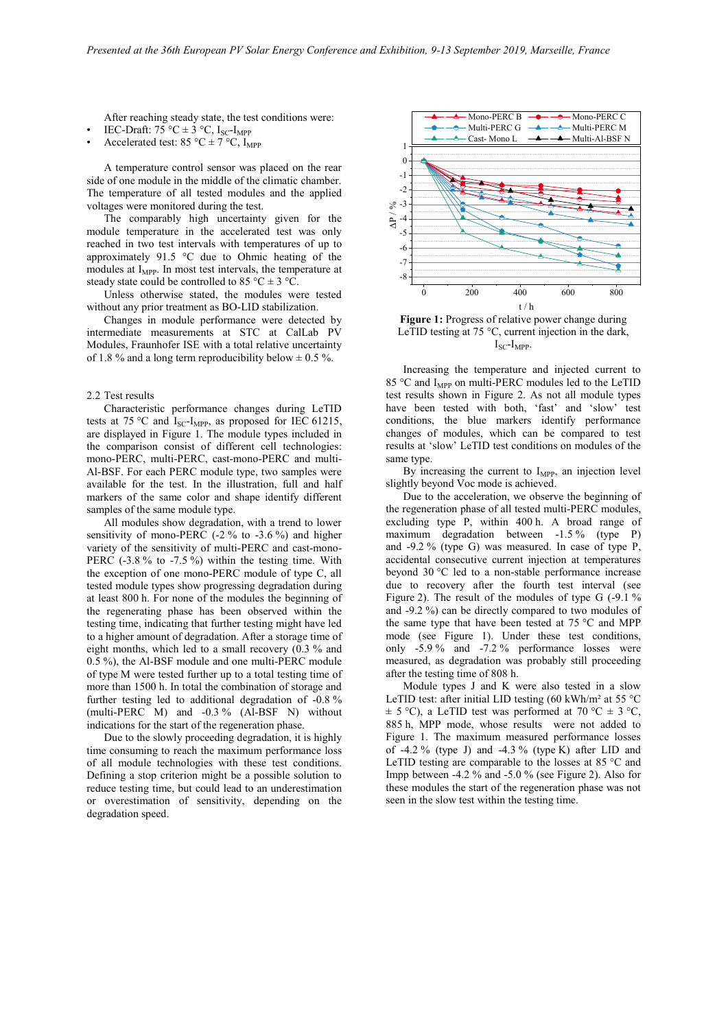After reaching steady state, the test conditions were:

- IEC-Draft: 75 °C ± 3 °C, $I_{SC}$-$I_{MPP}$
- Accelerated test: 85 °C ± 7 °C, $I_{MPP}$

A temperature control sensor was placed on the rear side of one module in the middle of the climatic chamber. The temperature of all tested modules and the applied voltages were monitored during the test.

The comparably high uncertainty given for the module temperature in the accelerated test was only reached in two test intervals with temperatures of up to approximately 91.5 °C due to Ohmic heating of the modules at $I_{MPP}$. In most test intervals, the temperature at steady state could be controlled to 85 °C ± 3 °C.

Unless otherwise stated, the modules were tested without any prior treatment as BO-LID stabilization.

Changes in module performance were detected by intermediate measurements at STC at CalLab PV Modules, Fraunhofer ISE with a total relative uncertainty of 1.8 % and a long term reproducibility below ± 0.5 %.

## 2.2 Test results

Characteristic performance changes during LeTID tests at 75 °C and $I_{SC}$-$I_{MPP}$, as proposed for IEC 61215, are displayed in Figure 1. The module types included in the comparison consist of different cell technologies: mono-PERC, multi-PERC, cast-mono-PERC and multi-Al-BSF. For each PERC module type, two samples were available for the test. In the illustration, full and half markers of the same color and shape identify different samples of the same module type.

All modules show degradation, with a trend to lower sensitivity of mono-PERC (-2 % to -3.6 %) and higher variety of the sensitivity of multi-PERC and cast-mono-PERC (-3.8 % to -7.5 %) within the testing time. With the exception of one mono-PERC module of type C, all tested module types show progressing degradation during at least 800 h. For none of the modules the beginning of the regenerating phase has been observed within the testing time, indicating that further testing might have led to a higher amount of degradation. After a storage time of eight months, which led to a small recovery (0.3 % and 0.5 %), the Al-BSF module and one multi-PERC module of type M were tested further up to a total testing time of more than 1500 h. In total the combination of storage and further testing led to additional degradation of -0.8 % (multi-PERC M) and -0.3 % (Al-BSF N) without indications for the start of the regeneration phase.

Due to the slowly proceeding degradation, it is highly time consuming to reach the maximum performance loss of all module technologies with these test conditions. Defining a stop criterion might be a possible solution to reduce testing time, but could lead to an underestimation or overestimation of sensitivity, depending on the degradation speed.

**Figure 1:** Progress of relative power change during LeTID testing at 75 °C, current injection in the dark, $I_{SC}$-$I_{MPP}$.

Increasing the temperature and injected current to 85 °C and $I_{MPP}$ on multi-PERC modules led to the LeTID test results shown in Figure 2. As not all module types have been tested with both, 'fast' and 'slow' test conditions, the blue markers identify performance changes of modules, which can be compared to test results at 'slow' LeTID test conditions on modules of the same type.

By increasing the current to $I_{MPP}$, an injection level slightly beyond Voc mode is achieved.

Due to the acceleration, we observe the beginning of the regeneration phase of all tested multi-PERC modules, excluding type P, within 400 h. A broad range of maximum degradation between -1.5 % (type P) and -9.2 % (type G) was measured. In case of type P, accidental consecutive current injection at temperatures beyond 30 °C led to a non-stable performance increase due to recovery after the fourth test interval (see Figure 2). The result of the modules of type G (-9.1 % and -9.2 %) can be directly compared to two modules of the same type that have been tested at 75 °C and MPP mode (see Figure 1). Under these test conditions, only -5.9 % and -7.2 % performance losses were measured, as degradation was probably still proceeding after the testing time of 808 h.

Module types J and K were also tested in a slow LeTID test: after initial LID testing (60 kWh/m² at 55 °C ± 5 °C), a LeTID test was performed at 70 °C ± 3 °C, 885 h, MPP mode, whose results were not added to Figure 1. The maximum measured performance losses of -4.2 % (type J) and -4.3 % (type K) after LID and LeTID testing are comparable to the losses at 85 °C and Impp between -4.2 % and -5.0 % (see Figure 2). Also for these modules the start of the regeneration phase was not seen in the slow test within the testing time.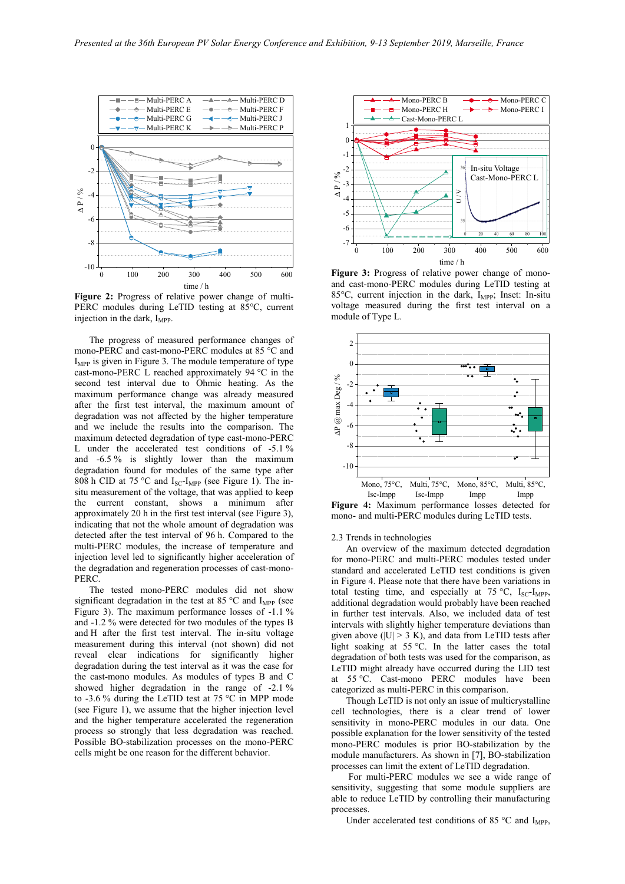Figure 2: Progress of relative power change of multi-PERC modules during LeTID testing at 85°C, current injection in the dark, $I_{MPP}$.

The progress of measured performance changes of mono-PERC and cast-mono-PERC modules at 85 °C and $I_{MPP}$ is given in Figure 3. The module temperature of type cast-mono-PERC L reached approximately 94 °C in the second test interval due to Ohmic heating. As the maximum performance change was already measured after the first test interval, the maximum amount of degradation was not affected by the higher temperature and we include the results into the comparison. The maximum detected degradation of type cast-mono-PERC L under the accelerated test conditions of -5.1 % and -6.5 % is slightly lower than the maximum degradation found for modules of the same type after 808 h CID at 75 °C and $I_{SC}$-$I_{MPP}$ (see Figure 1). The in-situ measurement of the voltage, that was applied to keep the current constant, shows a minimum after approximately 20 h in the first test interval (see Figure 3), indicating that not the whole amount of degradation was detected after the test interval of 96 h. Compared to the multi-PERC modules, the increase of temperature and injection level led to significantly higher acceleration of the degradation and regeneration processes of cast-mono-PERC.

The tested mono-PERC modules did not show significant degradation in the test at 85 °C and $I_{MPP}$ (see Figure 3). The maximum performance losses of -1.1 % and -1.2 % were detected for two modules of the types B and H after the first test interval. The in-situ voltage measurement during this interval (not shown) did not reveal clear indications for significantly higher degradation during the test interval as it was the case for the cast-mono modules. As modules of types B and C showed higher degradation in the range of -2.1 % to -3.6 % during the LeTID test at 75 °C in MPP mode (see Figure 1), we assume that the higher injection level and the higher temperature accelerated the regeneration process so strongly that less degradation was reached. Possible BO-stabilization processes on the mono-PERC cells might be one reason for the different behavior.

Figure 3: Progress of relative power change of mono- and cast-mono-PERC modules during LeTID testing at 85°C, current injection in the dark, $I_{MPP}$; Inset: In-situ voltage measured during the first test interval on a module of Type L.

Figure 4: Maximum performance losses detected for mono- and multi-PERC modules during LeTID tests.

## 2.3 Trends in technologies

An overview of the maximum detected degradation for mono-PERC and multi-PERC modules tested under standard and accelerated LeTID test conditions is given in Figure 4. Please note that there have been variations in total testing time, and especially at 75 °C, $I_{SC}$-$I_{MPP}$, additional degradation would probably have been reached in further test intervals. Also, we included data of test intervals with slightly higher temperature deviations than given above (|U| > 3 K), and data from LeTID tests after light soaking at 55 °C. In the latter cases the total degradation of both tests was used for the comparison, as LeTID might already have occurred during the LID test at 55 °C. Cast-mono PERC modules have been categorized as multi-PERC in this comparison.

Though LeTID is not only an issue of multicrystalline cell technologies, there is a clear trend of lower sensitivity in mono-PERC modules in our data. One possible explanation for the lower sensitivity of the tested mono-PERC modules is prior BO-stabilization by the module manufacturers. As shown in [7], BO-stabilization processes can limit the extent of LeTID degradation.

For multi-PERC modules we see a wide range of sensitivity, suggesting that some module suppliers are able to reduce LeTID by controlling their manufacturing processes.

Under accelerated test conditions of 85 °C and $I_{MPP}$,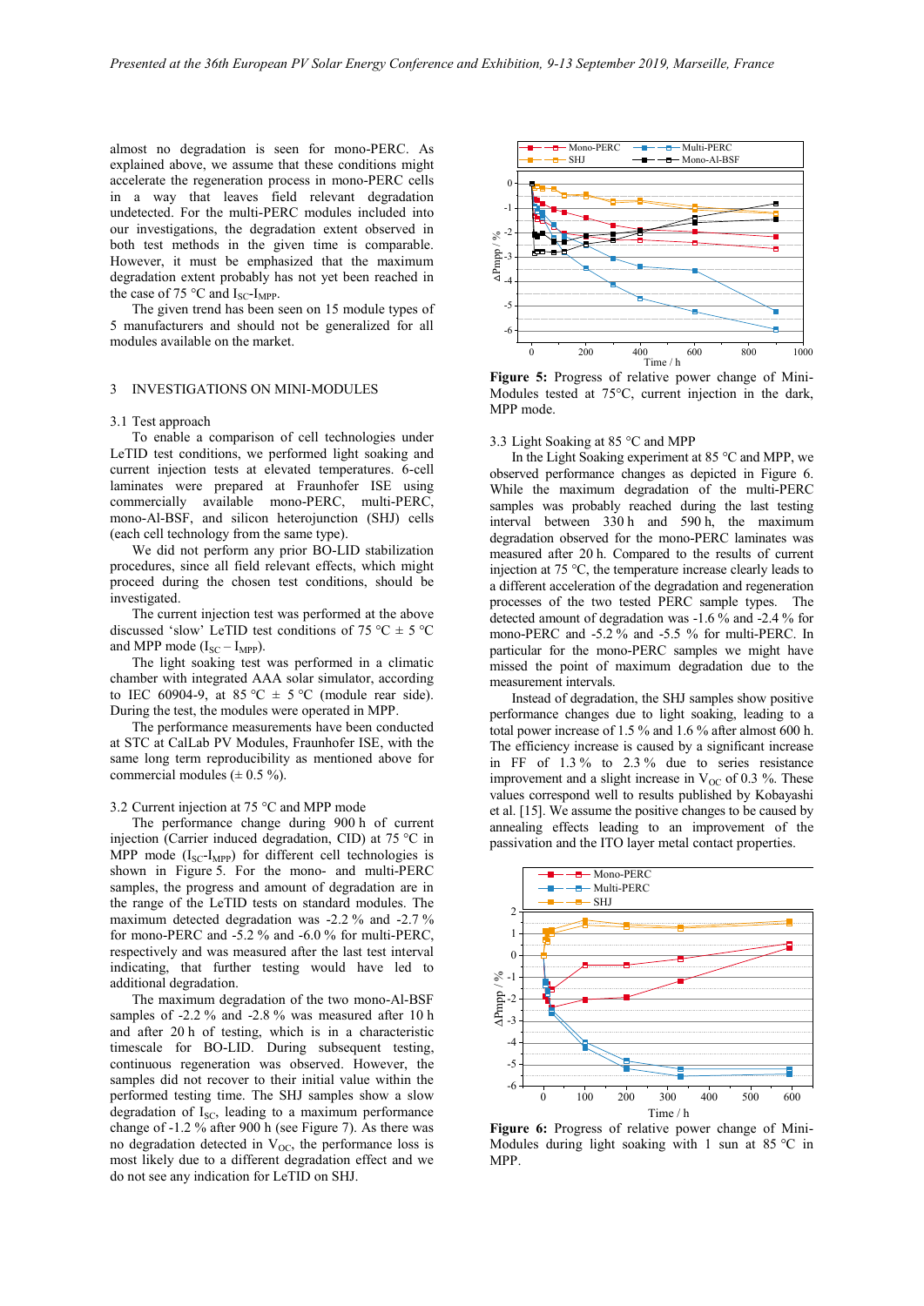almost no degradation is seen for mono-PERC. As explained above, we assume that these conditions might accelerate the regeneration process in mono-PERC cells in a way that leaves field relevant degradation undetected. For the multi-PERC modules included into our investigations, the degradation extent observed in both test methods in the given time is comparable. However, it must be emphasized that the maximum degradation extent probably has not yet been reached in the case of 75 °C and $I_{SC}$-$I_{MPP}$.

The given trend has been seen on 15 module types of 5 manufacturers and should not be generalized for all modules available on the market.

## 3 INVESTIGATIONS ON MINI-MODULES

### 3.1 Test approach

To enable a comparison of cell technologies under LeTID test conditions, we performed light soaking and current injection tests at elevated temperatures. 6-cell laminates were prepared at Fraunhofer ISE using commercially available mono-PERC, multi-PERC, mono-Al-BSF, and silicon heterojunction (SHJ) cells (each cell technology from the same type).

We did not perform any prior BO-LID stabilization procedures, since all field relevant effects, which might proceed during the chosen test conditions, should be investigated.

The current injection test was performed at the above discussed 'slow' LeTID test conditions of 75 °C ± 5 °C and MPP mode ($I_{SC}$ – $I_{MPP}$).

The light soaking test was performed in a climatic chamber with integrated AAA solar simulator, according to IEC 60904-9, at 85 °C ± 5 °C (module rear side). During the test, the modules were operated in MPP.

The performance measurements have been conducted at STC at CalLab PV Modules, Fraunhofer ISE, with the same long term reproducibility as mentioned above for commercial modules (± 0.5 %).

### 3.2 Current injection at 75 °C and MPP mode

The performance change during 900 h of current injection (Carrier induced degradation, CID) at 75 °C in MPP mode ($I_{SC}$-$I_{MPP}$) for different cell technologies is shown in Figure 5. For the mono- and multi-PERC samples, the progress and amount of degradation are in the range of the LeTID tests on standard modules. The maximum detected degradation was -2.2 % and -2.7 % for mono-PERC and -5.2 % and -6.0 % for multi-PERC, respectively and was measured after the last test interval indicating, that further testing would have led to additional degradation.

The maximum degradation of the two mono-Al-BSF samples of -2.2 % and -2.8 % was measured after 10 h and after 20 h of testing, which is in a characteristic timescale for BO-LID. During subsequent testing, continuous regeneration was observed. However, the samples did not recover to their initial value within the performed testing time. The SHJ samples show a slow degradation of $I_{SC}$, leading to a maximum performance change of -1.2 % after 900 h (see Figure 7). As there was no degradation detected in $V_{OC}$, the performance loss is most likely due to a different degradation effect and we do not see any indication for LeTID on SHJ.

**Figure 5:** Progress of relative power change of Mini-Modules tested at 75°C, current injection in the dark, MPP mode.

### 3.3 Light Soaking at 85 °C and MPP

In the Light Soaking experiment at 85 °C and MPP, we observed performance changes as depicted in Figure 6. While the maximum degradation of the multi-PERC samples was probably reached during the last testing interval between 330 h and 590 h, the maximum degradation observed for the mono-PERC laminates was measured after 20 h. Compared to the results of current injection at 75 °C, the temperature increase clearly leads to a different acceleration of the degradation and regeneration processes of the two tested PERC sample types. The detected amount of degradation was -1.6 % and -2.4 % for mono-PERC and -5.2 % and -5.5 % for multi-PERC. In particular for the mono-PERC samples we might have missed the point of maximum degradation due to the measurement intervals.

Instead of degradation, the SHJ samples show positive performance changes due to light soaking, leading to a total power increase of 1.5 % and 1.6 % after almost 600 h. The efficiency increase is caused by a significant increase in FF of 1.3 % to 2.3 % due to series resistance improvement and a slight increase in $V_{OC}$ of 0.3 %. These values correspond well to results published by Kobayashi et al. [15]. We assume the positive changes to be caused by annealing effects leading to an improvement of the passivation and the ITO layer metal contact properties.

**Figure 6:** Progress of relative power change of Mini-Modules during light soaking with 1 sun at 85 °C in MPP.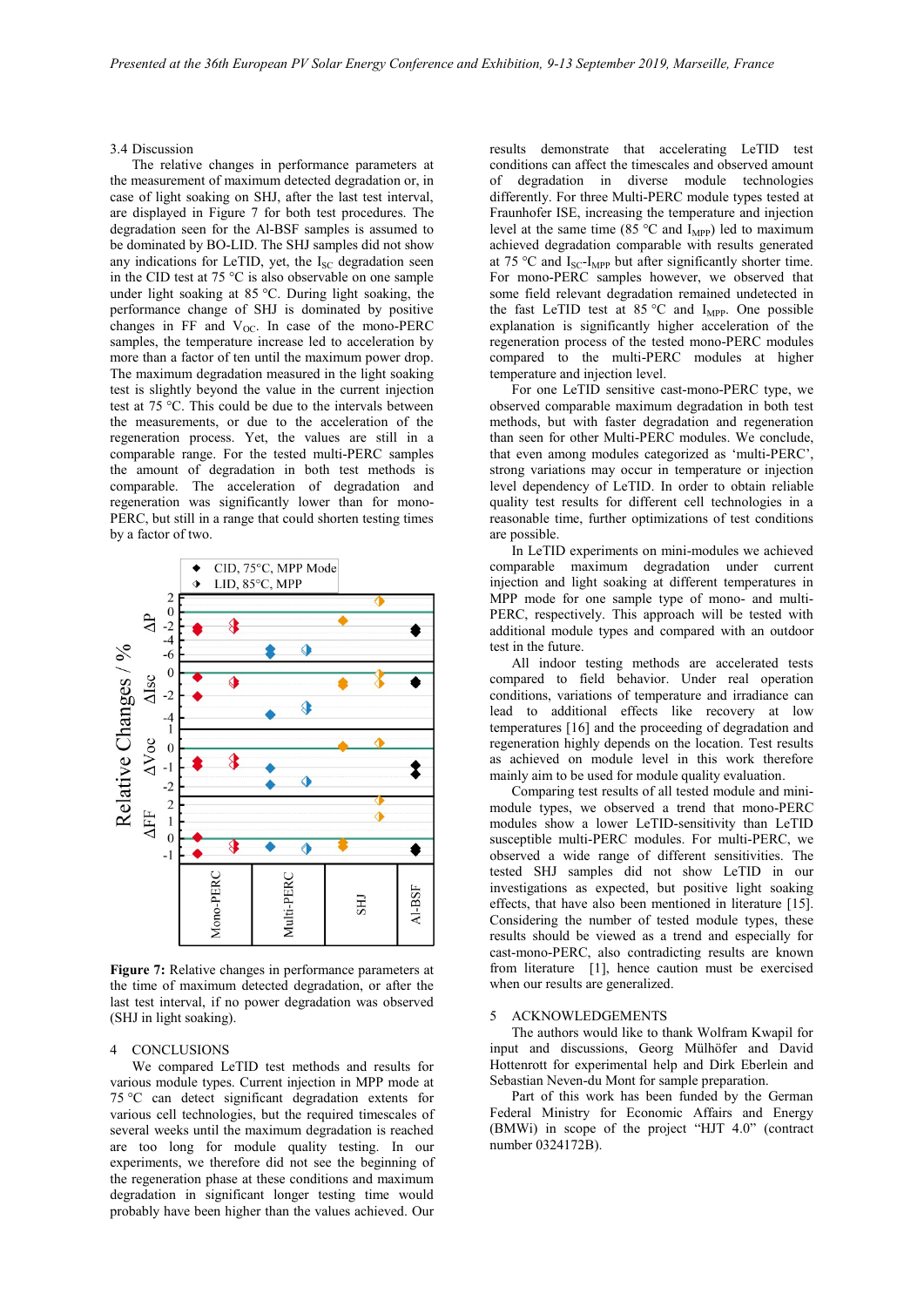### 3.4 Discussion

The relative changes in performance parameters at the measurement of maximum detected degradation or, in case of light soaking on SHJ, after the last test interval, are displayed in Figure 7 for both test procedures. The degradation seen for the Al-BSF samples is assumed to be dominated by BO-LID. The SHJ samples did not show any indications for LeTID, yet, the $I_{SC}$ degradation seen in the CID test at 75 °C is also observable on one sample under light soaking at 85 °C. During light soaking, the performance change of SHJ is dominated by positive changes in FF and $V_{OC}$. In case of the mono-PERC samples, the temperature increase led to acceleration by more than a factor of ten until the maximum power drop. The maximum degradation measured in the light soaking test is slightly beyond the value in the current injection test at 75 °C. This could be due to the intervals between the measurements, or due to the acceleration of the regeneration process. Yet, the values are still in a comparable range. For the tested multi-PERC samples the amount of degradation in both test methods is comparable. The acceleration of degradation and regeneration was significantly lower than for mono-PERC, but still in a range that could shorten testing times by a factor of two.

**Figure 7:** Relative changes in performance parameters at the time of maximum detected degradation, or after the last test interval, if no power degradation was observed (SHJ in light soaking).

## 4 CONCLUSIONS

We compared LeTID test methods and results for various module types. Current injection in MPP mode at 75 °C can detect significant degradation extents for various cell technologies, but the required timescales of several weeks until the maximum degradation is reached are too long for module quality testing. In our experiments, we therefore did not see the beginning of the regeneration phase at these conditions and maximum degradation in significant longer testing time would probably have been higher than the values achieved. Our results demonstrate that accelerating LeTID test conditions can affect the timescales and observed amount of degradation in diverse module technologies differently. For three Multi-PERC module types tested at Fraunhofer ISE, increasing the temperature and injection level at the same time (85 °C and $I_{MPP}$) led to maximum achieved degradation comparable with results generated at 75 °C and $I_{SC}$-$I_{MPP}$ but after significantly shorter time. For mono-PERC samples however, we observed that some field relevant degradation remained undetected in the fast LeTID test at 85 °C and $I_{MPP}$. One possible explanation is significantly higher acceleration of the regeneration process of the tested mono-PERC modules compared to the multi-PERC modules at higher temperature and injection level.

For one LeTID sensitive cast-mono-PERC type, we observed comparable maximum degradation in both test methods, but with faster degradation and regeneration than seen for other Multi-PERC modules. We conclude, that even among modules categorized as 'multi-PERC', strong variations may occur in temperature or injection level dependency of LeTID. In order to obtain reliable quality test results for different cell technologies in a reasonable time, further optimizations of test conditions are possible.

In LeTID experiments on mini-modules we achieved comparable maximum degradation under current injection and light soaking at different temperatures in MPP mode for one sample type of mono- and multi-PERC, respectively. This approach will be tested with additional module types and compared with an outdoor test in the future.

All indoor testing methods are accelerated tests compared to field behavior. Under real operation conditions, variations of temperature and irradiance can lead to additional effects like recovery at low temperatures [16] and the proceeding of degradation and regeneration highly depends on the location. Test results as achieved on module level in this work therefore mainly aim to be used for module quality evaluation.

Comparing test results of all tested module and mini-module types, we observed a trend that mono-PERC modules show a lower LeTID-sensitivity than LeTID susceptible multi-PERC modules. For multi-PERC, we observed a wide range of different sensitivities. The tested SHJ samples did not show LeTID in our investigations as expected, but positive light soaking effects, that have also been mentioned in literature [15]. Considering the number of tested module types, these results should be viewed as a trend and especially for cast-mono-PERC, also contradicting results are known from literature [1], hence caution must be exercised when our results are generalized.

## 5 ACKNOWLEDGEMENTS

The authors would like to thank Wolfram Kwapil for input and discussions, Georg Mülhöfer and David Hottenrott for experimental help and Dirk Eberlein and Sebastian Neven-du Mont for sample preparation.

Part of this work has been funded by the German Federal Ministry for Economic Affairs and Energy (BMWi) in scope of the project "HJT 4.0" (contract number 0324172B).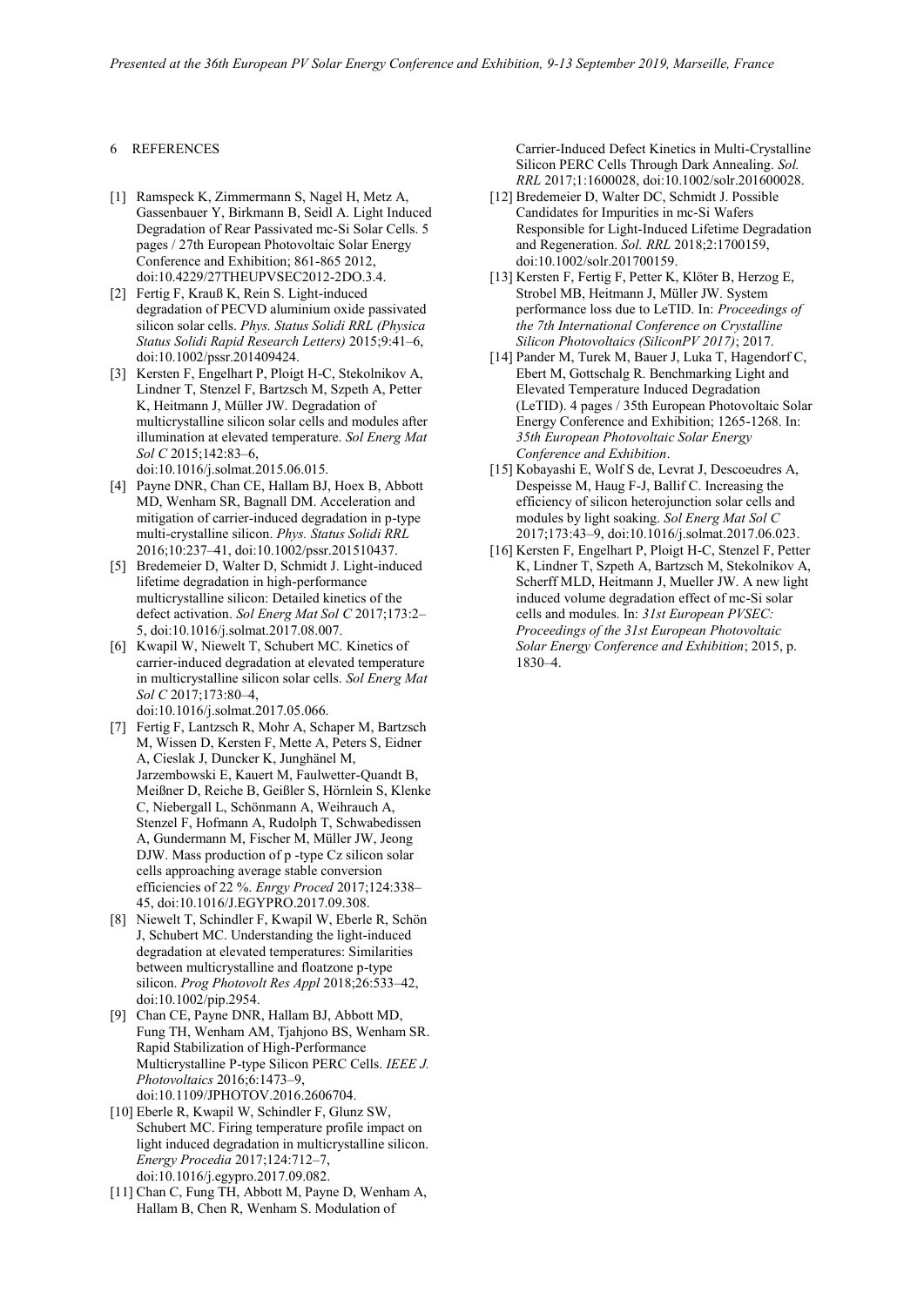## 6 REFERENCES

[1] Ramspeck K, Zimmermann S, Nagel H, Metz A, Gassenbauer Y, Birkmann B, Seidl A. Light Induced Degradation of Rear Passivated mc-Si Solar Cells. 5 pages / 27th European Photovoltaic Solar Energy Conference and Exhibition; 861-865 2012, doi:10.4229/27THEUPVSEC2012-2DO.3.4.

[2] Fertig F, Krauß K, Rein S. Light-induced degradation of PECVD aluminium oxide passivated silicon solar cells. *Phys. Status Solidi RRL (Physica Status Solidi Rapid Research Letters)* 2015;9:41–6, doi:10.1002/pssr.201409424.

[3] Kersten F, Engelhart P, Ploigt H-C, Stekolnikov A, Lindner T, Stenzel F, Bartzsch M, Szpeth A, Petter K, Heitmann J, Müller JW. Degradation of multicrystalline silicon solar cells and modules after illumination at elevated temperature. *Sol Energ Mat Sol C* 2015;142:83–6, doi:10.1016/j.solmat.2015.06.015.

[4] Payne DNR, Chan CE, Hallam BJ, Hoex B, Abbott MD, Wenham SR, Bagnall DM. Acceleration and mitigation of carrier-induced degradation in p-type multi-crystalline silicon. *Phys. Status Solidi RRL* 2016;10:237–41, doi:10.1002/pssr.201510437.

[5] Bredemeier D, Walter D, Schmidt J. Light-induced lifetime degradation in high-performance multicrystalline silicon: Detailed kinetics of the defect activation. *Sol Energ Mat Sol C* 2017;173:2–5, doi:10.1016/j.solmat.2017.08.007.

[6] Kwapil W, Niewelt T, Schubert MC. Kinetics of carrier-induced degradation at elevated temperature in multicrystalline silicon solar cells. *Sol Energ Mat Sol C* 2017;173:80–4, doi:10.1016/j.solmat.2017.05.066.

[7] Fertig F, Lantzsch R, Mohr A, Schaper M, Bartzsch M, Wissen D, Kersten F, Mette A, Peters S, Eidner A, Cieslak J, Duncker K, Junghänel M, Jarzembowski E, Kauert M, Faulwetter-Quandt B, Meißner D, Reiche B, Geißler S, Hörnlein S, Klenke C, Niebergall L, Schönmann A, Weihrauch A, Stenzel F, Hofmann A, Rudolph T, Schwabedissen A, Gundermann M, Fischer M, Müller JW, Jeong DJW. Mass production of p -type Cz silicon solar cells approaching average stable conversion efficiencies of 22 %. *Enrgy Proced* 2017;124:338–45, doi:10.1016/J.EGYPRO.2017.09.308.

[8] Niewelt T, Schindler F, Kwapil W, Eberle R, Schön J, Schubert MC. Understanding the light-induced degradation at elevated temperatures: Similarities between multicrystalline and floatzone p-type silicon. *Prog Photovolt Res Appl* 2018;26:533–42, doi:10.1002/pip.2954.

[9] Chan CE, Payne DNR, Hallam BJ, Abbott MD, Fung TH, Wenham AM, Tjahjono BS, Wenham SR. Rapid Stabilization of High-Performance Multicrystalline P-type Silicon PERC Cells. *IEEE J. Photovoltaics* 2016;6:1473–9, doi:10.1109/JPHOTOV.2016.2606704.

[10] Eberle R, Kwapil W, Schindler F, Glunz SW, Schubert MC. Firing temperature profile impact on light induced degradation in multicrystalline silicon. *Energy Procedia* 2017;124:712–7, doi:10.1016/j.egypro.2017.09.082.

[11] Chan C, Fung TH, Abbott M, Payne D, Wenham A, Hallam B, Chen R, Wenham S. Modulation of Carrier-Induced Defect Kinetics in Multi-Crystalline Silicon PERC Cells Through Dark Annealing. *Sol. RRL* 2017;1:1600028, doi:10.1002/solr.201600028.

[12] Bredemeier D, Walter DC, Schmidt J. Possible Candidates for Impurities in mc-Si Wafers Responsible for Light-Induced Lifetime Degradation and Regeneration. *Sol. RRL* 2018;2:1700159, doi:10.1002/solr.201700159.

[13] Kersten F, Fertig F, Petter K, Klöter B, Herzog E, Strobel MB, Heitmann J, Müller JW. System performance loss due to LeTID. In: *Proceedings of the 7th International Conference on Crystalline Silicon Photovoltaics (SiliconPV 2017)*; 2017.

[14] Pander M, Turek M, Bauer J, Luka T, Hagendorf C, Ebert M, Gottschalg R. Benchmarking Light and Elevated Temperature Induced Degradation (LeTID). 4 pages / 35th European Photovoltaic Solar Energy Conference and Exhibition; 1265-1268. In: *35th European Photovoltaic Solar Energy Conference and Exhibition*.

[15] Kobayashi E, Wolf S de, Levrat J, Descoeudres A, Despeisse M, Haug F-J, Ballif C. Increasing the efficiency of silicon heterojunction solar cells and modules by light soaking. *Sol Energ Mat Sol C* 2017;173:43–9, doi:10.1016/j.solmat.2017.06.023.

[16] Kersten F, Engelhart P, Ploigt H-C, Stenzel F, Petter K, Lindner T, Szpeth A, Bartzsch M, Stekolnikov A, Scherff MLD, Heitmann J, Mueller JW. A new light induced volume degradation effect of mc-Si solar cells and modules. In: *31st European PVSEC: Proceedings of the 31st European Photovoltaic Solar Energy Conference and Exhibition*; 2015, p. 1830–4.